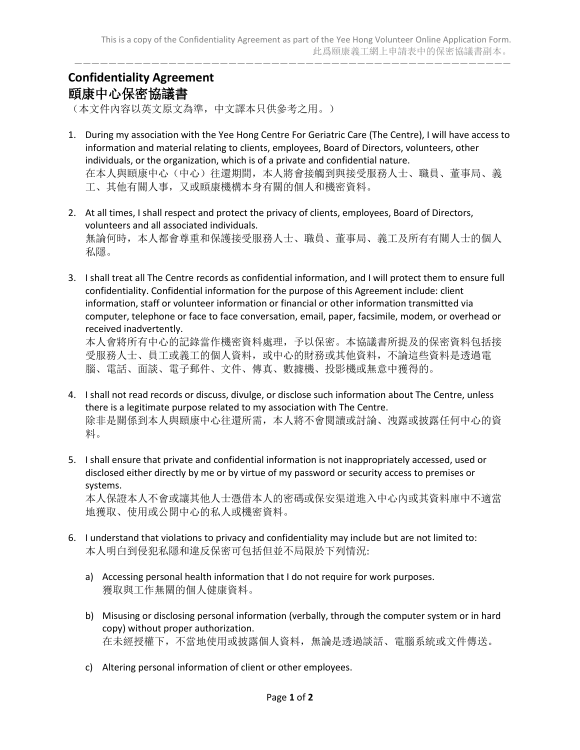This is a copy of the Confidentiality Agreement as part of the Yee Hong Volunteer Online Application Form.
此爲頤康義工網上申請表中的保密協議書副本。

# Confidentiality Agreement
# 頤康中心保密協議書

（本文件內容以英文原文為準，中文譯本只供參考之用。）

1. During my association with the Yee Hong Centre For Geriatric Care (The Centre), I will have access to information and material relating to clients, employees, Board of Directors, volunteers, other individuals, or the organization, which is of a private and confidential nature.
   在本人與頤康中心（中心）往還期間，本人將會接觸到與接受服務人士、職員、董事局、義工、其他有關人事，又或頤康機構本身有關的個人和機密資料。

2. At all times, I shall respect and protect the privacy of clients, employees, Board of Directors, volunteers and all associated individuals.
   無論何時，本人都會尊重和保護接受服務人士、職員、董事局、義工及所有有關人士的個人私隱。

3. I shall treat all The Centre records as confidential information, and I will protect them to ensure full confidentiality. Confidential information for the purpose of this Agreement include: client information, staff or volunteer information or financial or other information transmitted via computer, telephone or face to face conversation, email, paper, facsimile, modem, or overhead or received inadvertently.
   本人會將所有中心的記錄當作機密資料處理，予以保密。本協議書所提及的保密資料包括接受服務人士、員工或義工的個人資料，或中心的財務或其他資料，不論這些資料是透過電腦、電話、面談、電子郵件、文件、傳真、數據機、投影機或無意中獲得的。

4. I shall not read records or discuss, divulge, or disclose such information about The Centre, unless there is a legitimate purpose related to my association with The Centre.
   除非是關係到本人與頤康中心往還所需，本人將不會閱讀或討論、洩露或披露任何中心的資料。

5. I shall ensure that private and confidential information is not inappropriately accessed, used or disclosed either directly by me or by virtue of my password or security access to premises or systems.
   本人保證本人不會或讓其他人士憑借本人的密碼或保安渠道進入中心內或其資料庫中不適當地獲取、使用或公開中心的私人或機密資料。

6. I understand that violations to privacy and confidentiality may include but are not limited to:
   本人明白到侵犯私隱和違反保密可包括但並不局限於下列情況:

   a) Accessing personal health information that I do not require for work purposes.
      獲取與工作無關的個人健康資料。

   b) Misusing or disclosing personal information (verbally, through the computer system or in hard copy) without proper authorization.
      在未經授權下，不當地使用或披露個人資料，無論是透過談話、電腦系統或文件傳送。

   c) Altering personal information of client or other employees.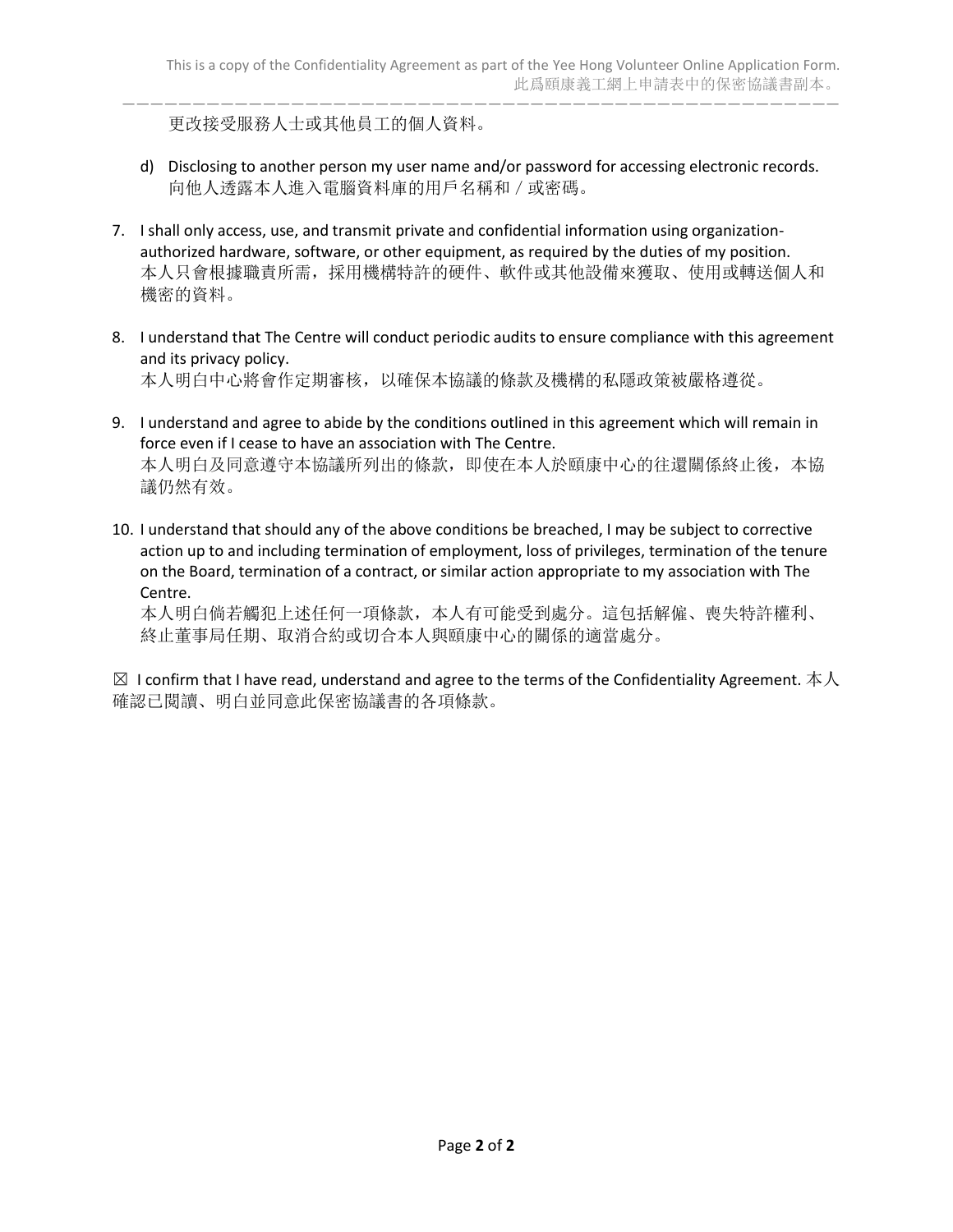更改接受服務人士或其他員工的個人資料。

d) Disclosing to another person my user name and/or password for accessing electronic records.
   向他人透露本人進入電腦資料庫的用戶名稱和／或密碼。

7. I shall only access, use, and transmit private and confidential information using organization-authorized hardware, software, or other equipment, as required by the duties of my position.
   本人只會根據職責所需，採用機構特許的硬件、軟件或其他設備來獲取、使用或轉送個人和機密的資料。

8. I understand that The Centre will conduct periodic audits to ensure compliance with this agreement and its privacy policy.
   本人明白中心將會作定期審核，以確保本協議的條款及機構的私隱政策被嚴格遵從。

9. I understand and agree to abide by the conditions outlined in this agreement which will remain in force even if I cease to have an association with The Centre.
   本人明白及同意遵守本協議所列出的條款，即使在本人於頤康中心的往還關係終止後，本協議仍然有效。

10. I understand that should any of the above conditions be breached, I may be subject to corrective action up to and including termination of employment, loss of privileges, termination of the tenure on the Board, termination of a contract, or similar action appropriate to my association with The Centre.
    本人明白倘若觸犯上述任何一項條款，本人有可能受到處分。這包括解僱、喪失特許權利、終止董事局任期、取消合約或切合本人與頤康中心的關係的適當處分。

☒ I confirm that I have read, understand and agree to the terms of the Confidentiality Agreement. 本人確認已閱讀、明白並同意此保密協議書的各項條款。